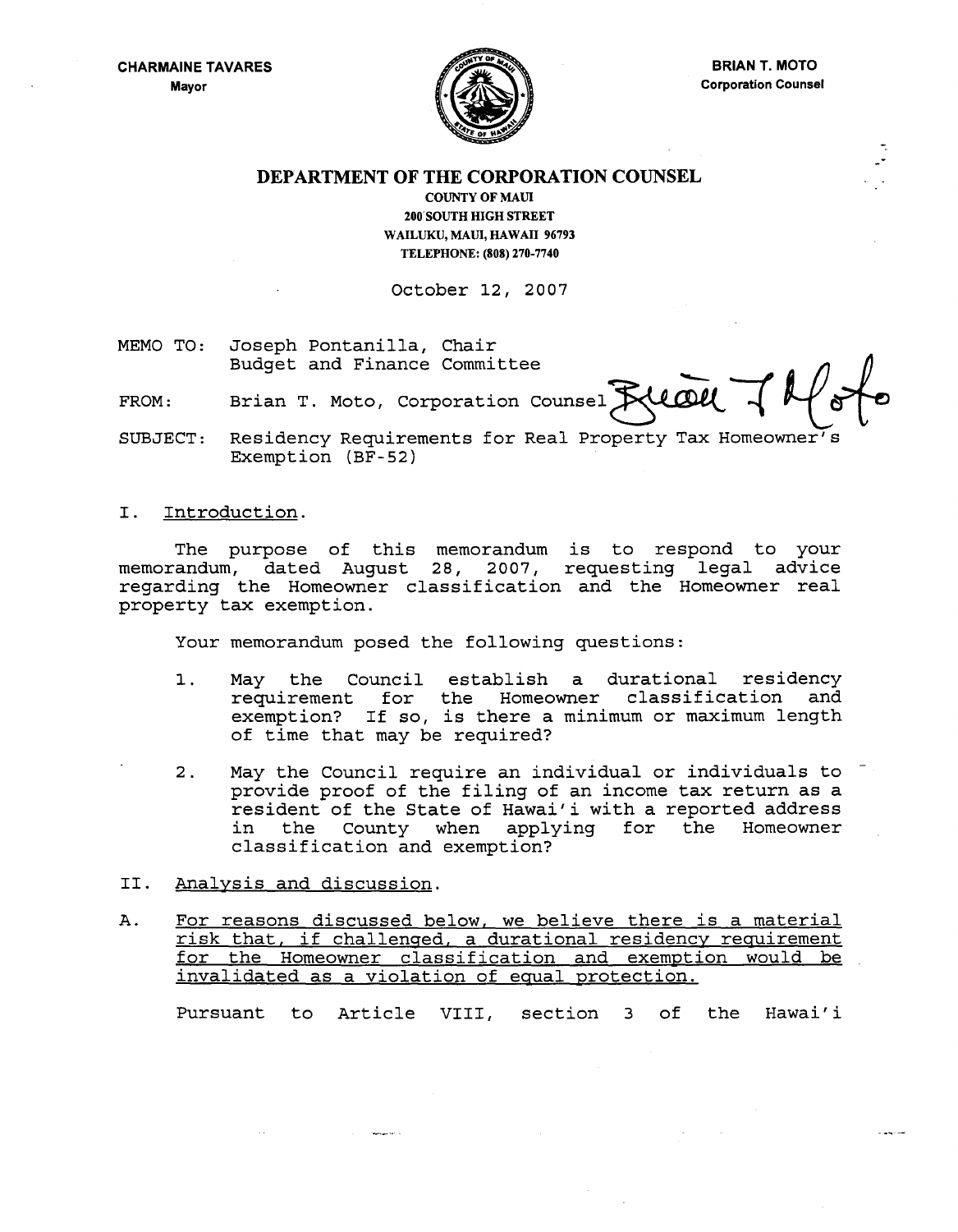CHARMAINE TAVARES
Mayor

BRIAN T. MOTO
Corporation Counsel

# DEPARTMENT OF THE CORPORATION COUNSEL

COUNTY OF MAUI
200 SOUTH HIGH STREET
WAILUKU, MAUI, HAWAII 96793
TELEPHONE: (808) 270-7740

October 12, 2007

MEMO TO: Joseph Pontanilla, Chair
Budget and Finance Committee

FROM: Brian T. Moto, Corporation Counsel

SUBJECT: Residency Requirements for Real Property Tax Homeowner's Exemption (BF-52)

I. Introduction.

The purpose of this memorandum is to respond to your memorandum, dated August 28, 2007, requesting legal advice regarding the Homeowner classification and the Homeowner real property tax exemption.

Your memorandum posed the following questions:

1. May the Council establish a durational residency requirement for the Homeowner classification and exemption? If so, is there a minimum or maximum length of time that may be required?

2. May the Council require an individual or individuals to provide proof of the filing of an income tax return as a resident of the State of Hawai'i with a reported address in the County when applying for the Homeowner classification and exemption?

II. Analysis and discussion.

A. For reasons discussed below, we believe there is a material risk that, if challenged, a durational residency requirement for the Homeowner classification and exemption would be invalidated as a violation of equal protection.

Pursuant to Article VIII, section 3 of the Hawai'i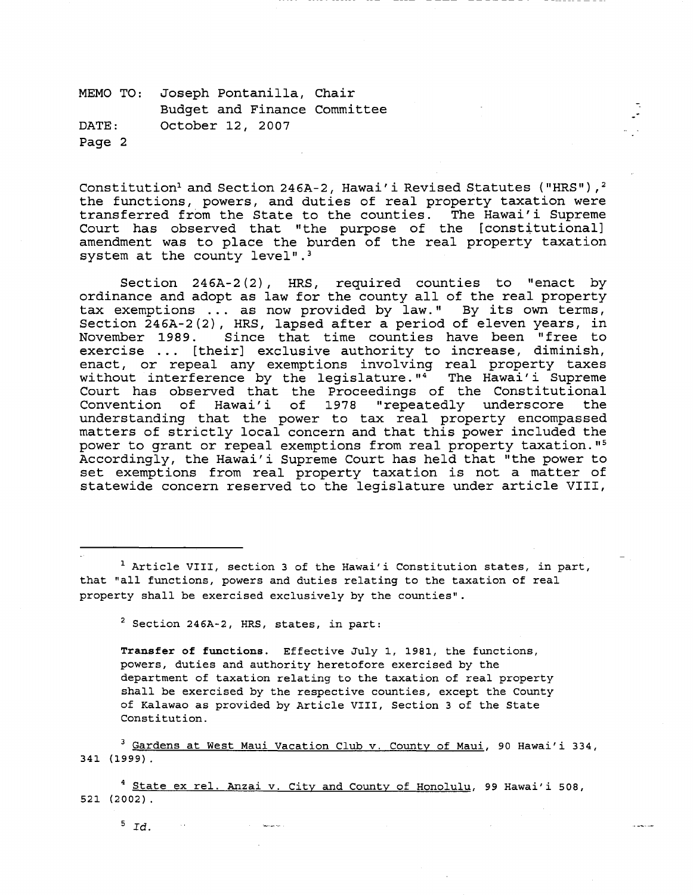Constitution[1] and Section 246A-2, Hawai'i Revised Statutes ("HRS"),[2] the functions, powers, and duties of real property taxation were transferred from the State to the counties. The Hawai'i Supreme Court has observed that "the purpose of the [constitutional] amendment was to place the burden of the real property taxation system at the county level".[3]

Section 246A-2(2), HRS, required counties to "enact by ordinance and adopt as law for the county all of the real property tax exemptions ... as now provided by law." By its own terms, Section 246A-2(2), HRS, lapsed after a period of eleven years, in November 1989. Since that time counties have been "free to exercise ... [their] exclusive authority to increase, diminish, enact, or repeal any exemptions involving real property taxes without interference by the legislature."[4] The Hawai'i Supreme Court has observed that the Proceedings of the Constitutional Convention of Hawai'i of 1978 "repeatedly underscore the understanding that the power to tax real property encompassed matters of strictly local concern and that this power included the power to grant or repeal exemptions from real property taxation."[5] Accordingly, the Hawai'i Supreme Court has held that "the power to set exemptions from real property taxation is not a matter of statewide concern reserved to the legislature under article VIII,

---

[1] Article VIII, section 3 of the Hawai'i Constitution states, in part, that "all functions, powers and duties relating to the taxation of real property shall be exercised exclusively by the counties".

[2] Section 246A-2, HRS, states, in part:

> **Transfer of functions.** Effective July 1, 1981, the functions, powers, duties and authority heretofore exercised by the department of taxation relating to the taxation of real property shall be exercised by the respective counties, except the County of Kalawao as provided by Article VIII, Section 3 of the State Constitution.

[3] Gardens at West Maui Vacation Club v. County of Maui, 90 Hawai'i 334, 341 (1999).

[4] State ex rel. Anzai v. City and County of Honolulu, 99 Hawai'i 508, 521 (2002).

[5] *Id.*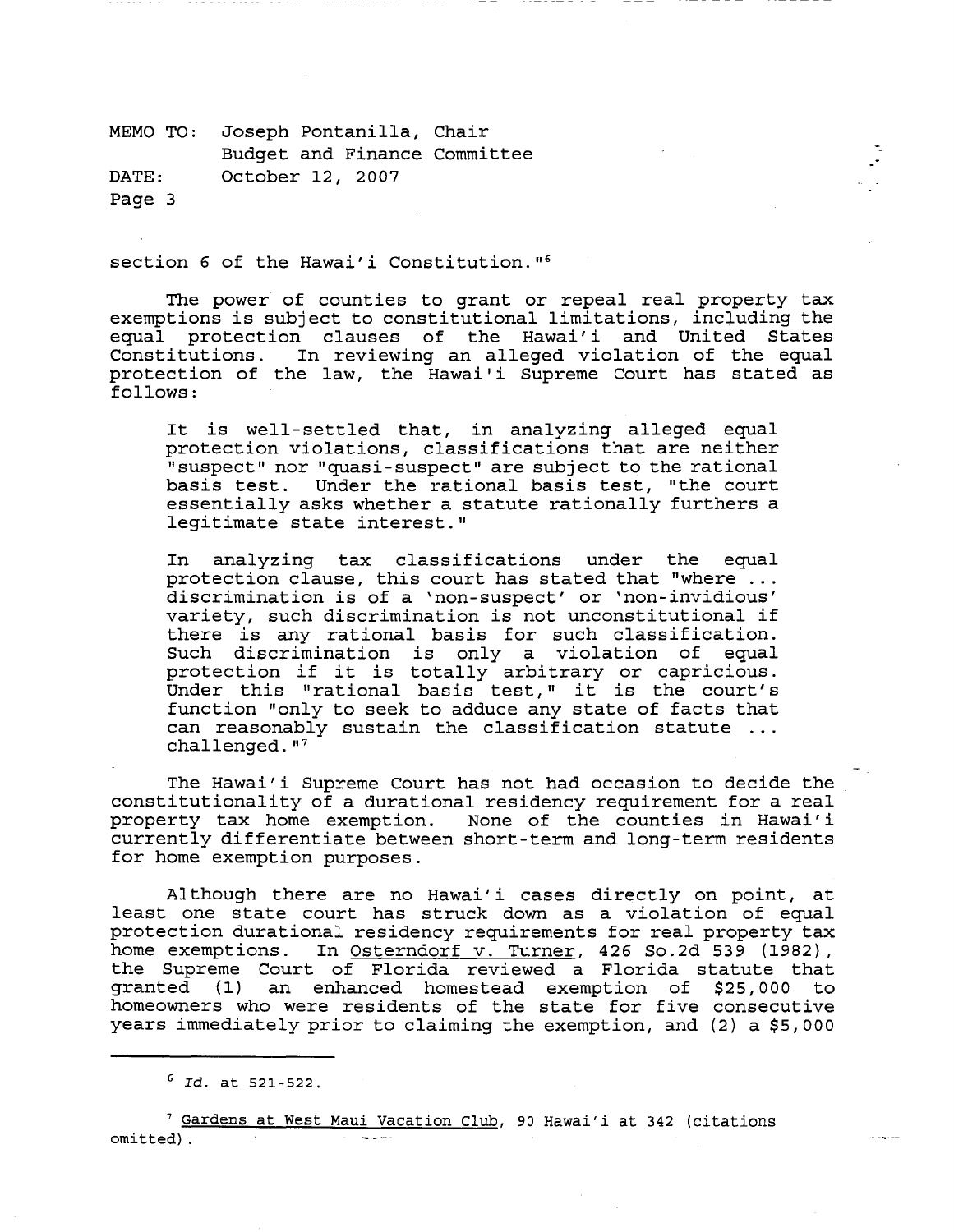section 6 of the Hawai'i Constitution."[6]

The power of counties to grant or repeal real property tax exemptions is subject to constitutional limitations, including the equal protection clauses of the Hawai'i and United States Constitutions. In reviewing an alleged violation of the equal protection of the law, the Hawai'i Supreme Court has stated as follows:

> It is well-settled that, in analyzing alleged equal protection violations, classifications that are neither "suspect" nor "quasi-suspect" are subject to the rational basis test. Under the rational basis test, "the court essentially asks whether a statute rationally furthers a legitimate state interest."
>
> In analyzing tax classifications under the equal protection clause, this court has stated that "where ... discrimination is of a 'non-suspect' or 'non-invidious' variety, such discrimination is not unconstitutional if there is any rational basis for such classification. Such discrimination is only a violation of equal protection if it is totally arbitrary or capricious. Under this "rational basis test," it is the court's function "only to seek to adduce any state of facts that can reasonably sustain the classification statute ... challenged."[7]

The Hawai'i Supreme Court has not had occasion to decide the constitutionality of a durational residency requirement for a real property tax home exemption. None of the counties in Hawai'i currently differentiate between short-term and long-term residents for home exemption purposes.

Although there are no Hawai'i cases directly on point, at least one state court has struck down as a violation of equal protection durational residency requirements for real property tax home exemptions. In Osterndorf v. Turner, 426 So.2d 539 (1982), the Supreme Court of Florida reviewed a Florida statute that granted (1) an enhanced homestead exemption of $25,000 to homeowners who were residents of the state for five consecutive years immediately prior to claiming the exemption, and (2) a $5,000

---

[6] *Id.* at 521-522.

[7] Gardens at West Maui Vacation Club, 90 Hawai'i at 342 (citations omitted).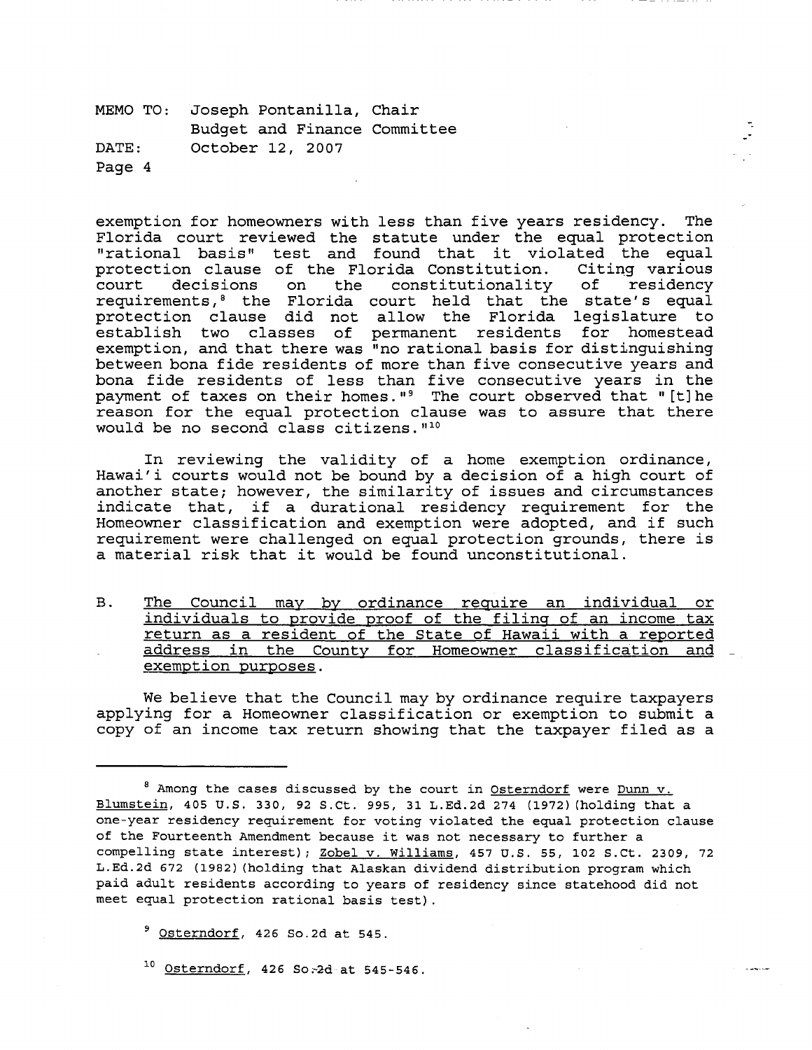exemption for homeowners with less than five years residency. The Florida court reviewed the statute under the equal protection "rational basis" test and found that it violated the equal protection clause of the Florida Constitution. Citing various court decisions on the constitutionality of residency requirements,[8] the Florida court held that the state's equal protection clause did not allow the Florida legislature to establish two classes of permanent residents for homestead exemption, and that there was "no rational basis for distinguishing between bona fide residents of more than five consecutive years and bona fide residents of less than five consecutive years in the payment of taxes on their homes."[9] The court observed that "[t]he reason for the equal protection clause was to assure that there would be no second class citizens."[10]

In reviewing the validity of a home exemption ordinance, Hawai'i courts would not be bound by a decision of a high court of another state; however, the similarity of issues and circumstances indicate that, if a durational residency requirement for the Homeowner classification and exemption were adopted, and if such requirement were challenged on equal protection grounds, there is a material risk that it would be found unconstitutional.

B. <u>The Council may by ordinance require an individual or individuals to provide proof of the filing of an income tax return as a resident of the State of Hawaii with a reported address in the County for Homeowner classification and exemption purposes</u>.

We believe that the Council may by ordinance require taxpayers applying for a Homeowner classification or exemption to submit a copy of an income tax return showing that the taxpayer filed as a

---

[8] Among the cases discussed by the court in <u>Osterndorf</u> were <u>Dunn v. Blumstein</u>, 405 U.S. 330, 92 S.Ct. 995, 31 L.Ed.2d 274 (1972)(holding that a one-year residency requirement for voting violated the equal protection clause of the Fourteenth Amendment because it was not necessary to further a compelling state interest); <u>Zobel v. Williams</u>, 457 U.S. 55, 102 S.Ct. 2309, 72 L.Ed.2d 672 (1982)(holding that Alaskan dividend distribution program which paid adult residents according to years of residency since statehood did not meet equal protection rational basis test).

[9] <u>Osterndorf</u>, 426 So.2d at 545.

[10] <u>Osterndorf</u>, 426 So.2d at 545-546.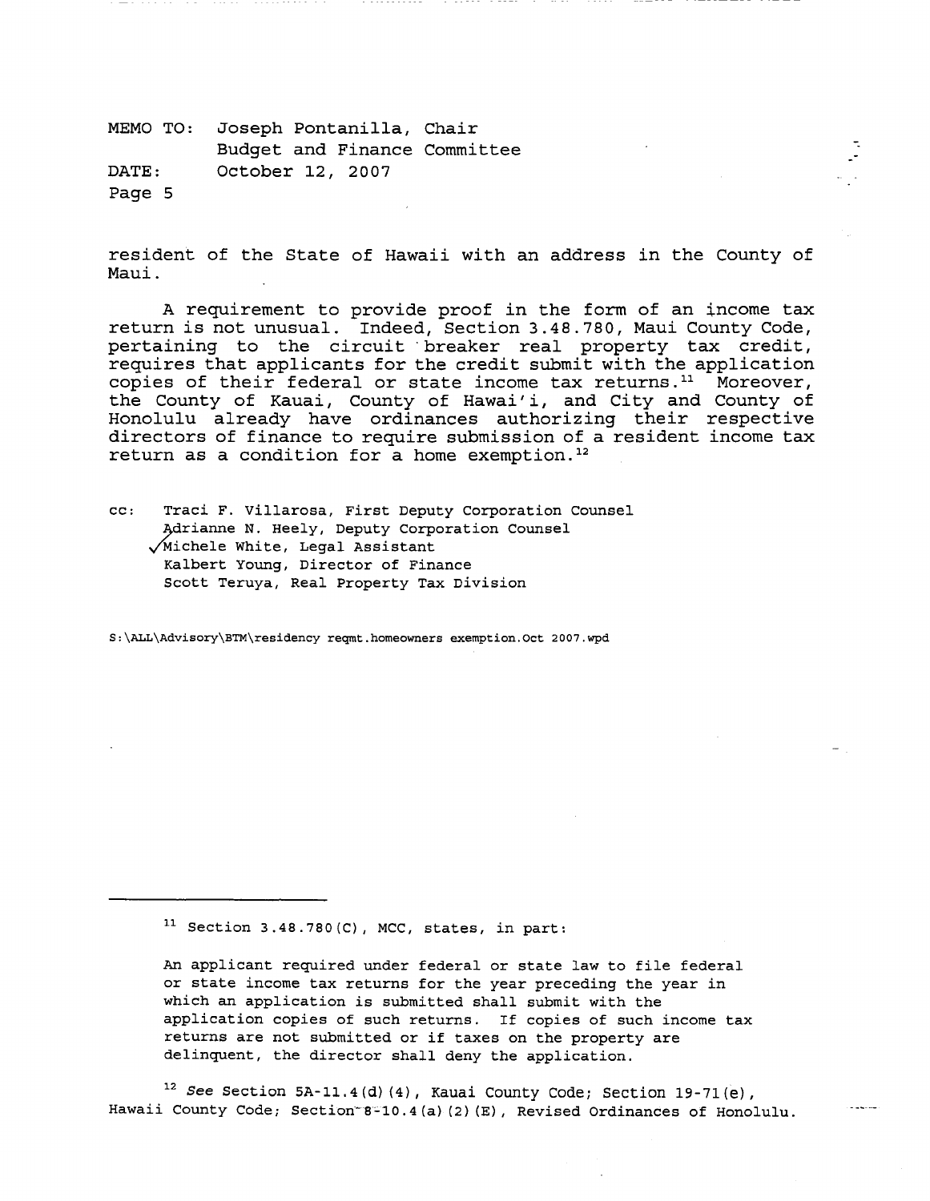resident of the State of Hawaii with an address in the County of Maui.

A requirement to provide proof in the form of an income tax return is not unusual. Indeed, Section 3.48.780, Maui County Code, pertaining to the circuit breaker real property tax credit, requires that applicants for the credit submit with the application copies of their federal or state income tax returns.[11] Moreover, the County of Kauai, County of Hawai'i, and City and County of Honolulu already have ordinances authorizing their respective directors of finance to require submission of a resident income tax return as a condition for a home exemption.[12]

cc: Traci F. Villarosa, First Deputy Corporation Counsel
Adrianne N. Heely, Deputy Corporation Counsel
✓Michele White, Legal Assistant
Kalbert Young, Director of Finance
Scott Teruya, Real Property Tax Division

S:\ALL\Advisory\BTM\residency reqmt.homeowners exemption.Oct 2007.wpd

---

[11] Section 3.48.780(C), MCC, states, in part:

An applicant required under federal or state law to file federal or state income tax returns for the year preceding the year in which an application is submitted shall submit with the application copies of such returns. If copies of such income tax returns are not submitted or if taxes on the property are delinquent, the director shall deny the application.

[12] *See* Section 5A-11.4(d)(4), Kauai County Code; Section 19-71(e), Hawaii County Code; Section 8-10.4(a)(2)(E), Revised Ordinances of Honolulu.